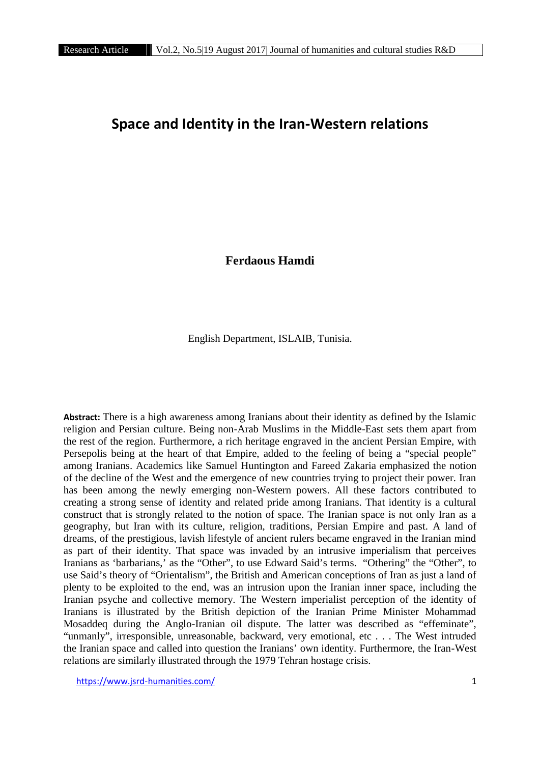# Space and Identity in the Iran-Western relations

**Ferdaous Hamdi**

English Department, ISLAIB, Tunisia.

**Abstract:** There is a high awareness among Iranians about their identity as defined by the Islamic religion and Persian culture. Being non-Arab Muslims in the Middle-East sets them apart from the rest of the region. Furthermore, a rich heritage engraved in the ancient Persian Empire, with Persepolis being at the heart of that Empire, added to the feeling of being a "special people" among Iranians. Academics like Samuel Huntington and Fareed Zakaria emphasized the notion of the decline of the West and the emergence of new countries trying to project their power. Iran has been among the newly emerging non-Western powers. All these factors contributed to creating a strong sense of identity and related pride among Iranians. That identity is a cultural construct that is strongly related to the notion of space. The Iranian space is not only Iran as a geography, but Iran with its culture, religion, traditions, Persian Empire and past. A land of dreams, of the prestigious, lavish lifestyle of ancient rulers became engraved in the Iranian mind as part of their identity. That space was invaded by an intrusive imperialism that perceives Iranians as 'barbarians,' as the "Other", to use Edward Said's terms. "Othering" the "Other", to use Said's theory of "Orientalism", the British and American conceptions of Iran as just a land of plenty to be exploited to the end, was an intrusion upon the Iranian inner space, including the Iranian psyche and collective memory. The Western imperialist perception of the identity of Iranians is illustrated by the British depiction of the Iranian Prime Minister Mohammad Mosaddeq during the Anglo-Iranian oil dispute. The latter was described as "effeminate", "unmanly", irresponsible, unreasonable, backward, very emotional, etc . . . The West intruded the Iranian space and called into question the Iranians' own identity. Furthermore, the Iran-West relations are similarly illustrated through the 1979 Tehran hostage crisis.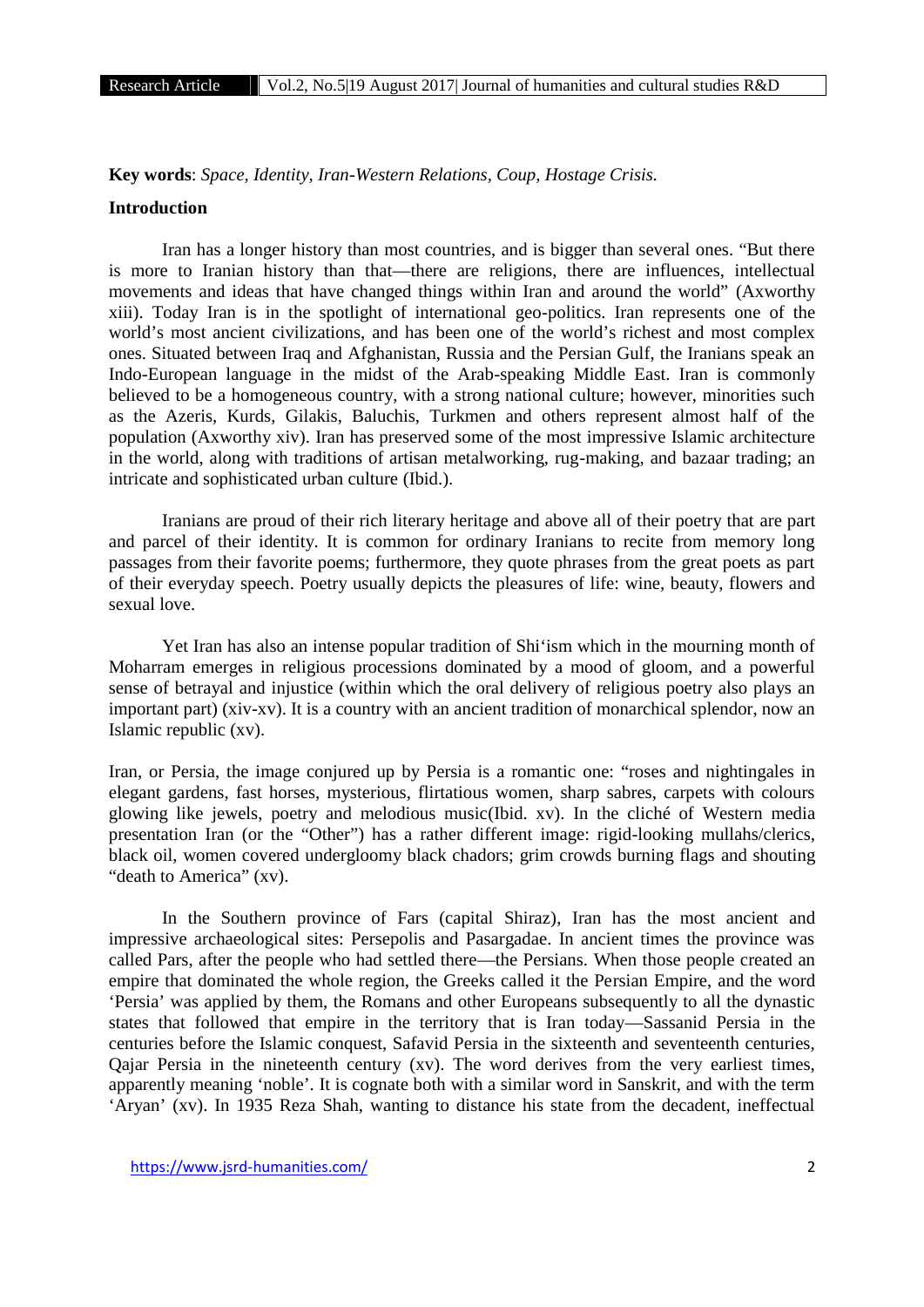**Key words**: *Space, Identity, Iran-Western Relations, Coup, Hostage Crisis.*

**Introduction**

Iran has a longer history than most countries, and is bigger than several ones. "But there is more to Iranian history than that—there are religions, there are influences, intellectual movements and ideas that have changed things within Iran and around the world" (Axworthy xiii). Today Iran is in the spotlight of international geo-politics. Iran represents one of the world's most ancient civilizations, and has been one of the world's richest and most complex ones. Situated between Iraq and Afghanistan, Russia and the Persian Gulf, the Iranians speak an Indo-European language in the midst of the Arab-speaking Middle East. Iran is commonly believed to be a homogeneous country, with a strong national culture; however, minorities such as the Azeris, Kurds, Gilakis, Baluchis, Turkmen and others represent almost half of the population (Axworthy xiv). Iran has preserved some of the most impressive Islamic architecture in the world, along with traditions of artisan metalworking, rug-making, and bazaar trading; an intricate and sophisticated urban culture (Ibid.).

Iranians are proud of their rich literary heritage and above all of their poetry that are part and parcel of their identity. It is common for ordinary Iranians to recite from memory long passages from their favorite poems; furthermore, they quote phrases from the great poets as part of their everyday speech. Poetry usually depicts the pleasures of life: wine, beauty, flowers and sexual love.

Yet Iran has also an intense popular tradition of Shi'ism which in the mourning month of Moharram emerges in religious processions dominated by a mood of gloom, and a powerful sense of betrayal and injustice (within which the oral delivery of religious poetry also plays an important part) (xiv-xv). It is a country with an ancient tradition of monarchical splendor, now an Islamic republic (xv).

Iran, or Persia, the image conjured up by Persia is a romantic one: "roses and nightingales in elegant gardens, fast horses, mysterious, flirtatious women, sharp sabres, carpets with colours glowing like jewels, poetry and melodious music(Ibid. xv). In the cliché of Western media presentation Iran (or the "Other") has a rather different image: rigid-looking mullahs/clerics, black oil, women covered undergloomy black chadors; grim crowds burning flags and shouting "death to America" (xv).

In the Southern province of Fars (capital Shiraz), Iran has the most ancient and impressive archaeological sites: Persepolis and Pasargadae. In ancient times the province was called Pars, after the people who had settled there—the Persians. When those people created an empire that dominated the whole region, the Greeks called it the Persian Empire, and the word 'Persia' was applied by them, the Romans and other Europeans subsequently to all the dynastic states that followed that empire in the territory that is Iran today—Sassanid Persia in the centuries before the Islamic conquest, Safavid Persia in the sixteenth and seventeenth centuries, Qajar Persia in the nineteenth century (xv). The word derives from the very earliest times, apparently meaning 'noble'. It is cognate both with a similar word in Sanskrit, and with the term 'Aryan' (xv). In 1935 Reza Shah, wanting to distance his state from the decadent, ineffectual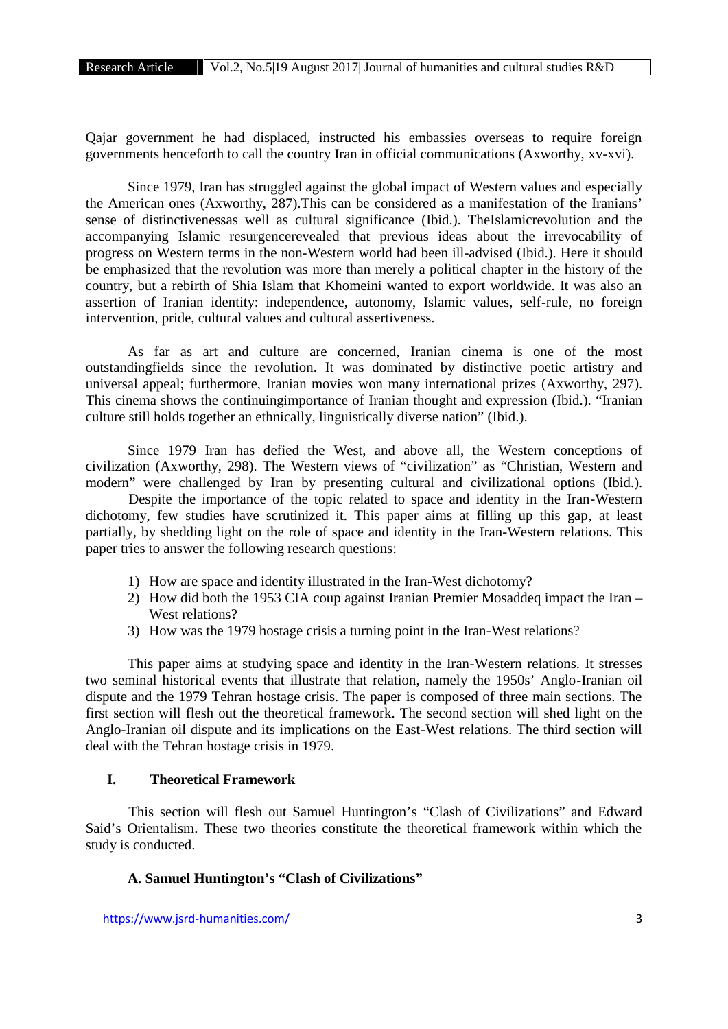Qajar government he had displaced, instructed his embassies overseas to require foreign governments henceforth to call the country Iran in official communications (Axworthy, xv-xvi).

Since 1979, Iran has struggled against the global impact of Western values and especially the American ones (Axworthy, 287).This can be considered as a manifestation of the Iranians' sense of distinctivenessas well as cultural significance (Ibid.). TheIslamicrevolution and the accompanying Islamic resurgencerevealed that previous ideas about the irrevocability of progress on Western terms in the non-Western world had been ill-advised (Ibid.). Here it should be emphasized that the revolution was more than merely a political chapter in the history of the country, but a rebirth of Shia Islam that Khomeini wanted to export worldwide. It was also an assertion of Iranian identity: independence, autonomy, Islamic values, self-rule, no foreign intervention, pride, cultural values and cultural assertiveness.

As far as art and culture are concerned, Iranian cinema is one of the most outstandingfields since the revolution. It was dominated by distinctive poetic artistry and universal appeal; furthermore, Iranian movies won many international prizes (Axworthy, 297). This cinema shows the continuingimportance of Iranian thought and expression (Ibid.). "Iranian culture still holds together an ethnically, linguistically diverse nation" (Ibid.).

Since 1979 Iran has defied the West, and above all, the Western conceptions of civilization (Axworthy, 298). The Western views of "civilization" as "Christian, Western and modern" were challenged by Iran by presenting cultural and civilizational options (Ibid.).

Despite the importance of the topic related to space and identity in the Iran-Western dichotomy, few studies have scrutinized it. This paper aims at filling up this gap, at least partially, by shedding light on the role of space and identity in the Iran-Western relations. This paper tries to answer the following research questions:

1) How are space and identity illustrated in the Iran-West dichotomy?
2) How did both the 1953 CIA coup against Iranian Premier Mosaddeq impact the Iran – West relations?
3) How was the 1979 hostage crisis a turning point in the Iran-West relations?

This paper aims at studying space and identity in the Iran-Western relations. It stresses two seminal historical events that illustrate that relation, namely the 1950s' Anglo-Iranian oil dispute and the 1979 Tehran hostage crisis. The paper is composed of three main sections. The first section will flesh out the theoretical framework. The second section will shed light on the Anglo-Iranian oil dispute and its implications on the East-West relations. The third section will deal with the Tehran hostage crisis in 1979.

## I. Theoretical Framework

This section will flesh out Samuel Huntington's "Clash of Civilizations" and Edward Said's Orientalism. These two theories constitute the theoretical framework within which the study is conducted.

### A. Samuel Huntington's "Clash of Civilizations"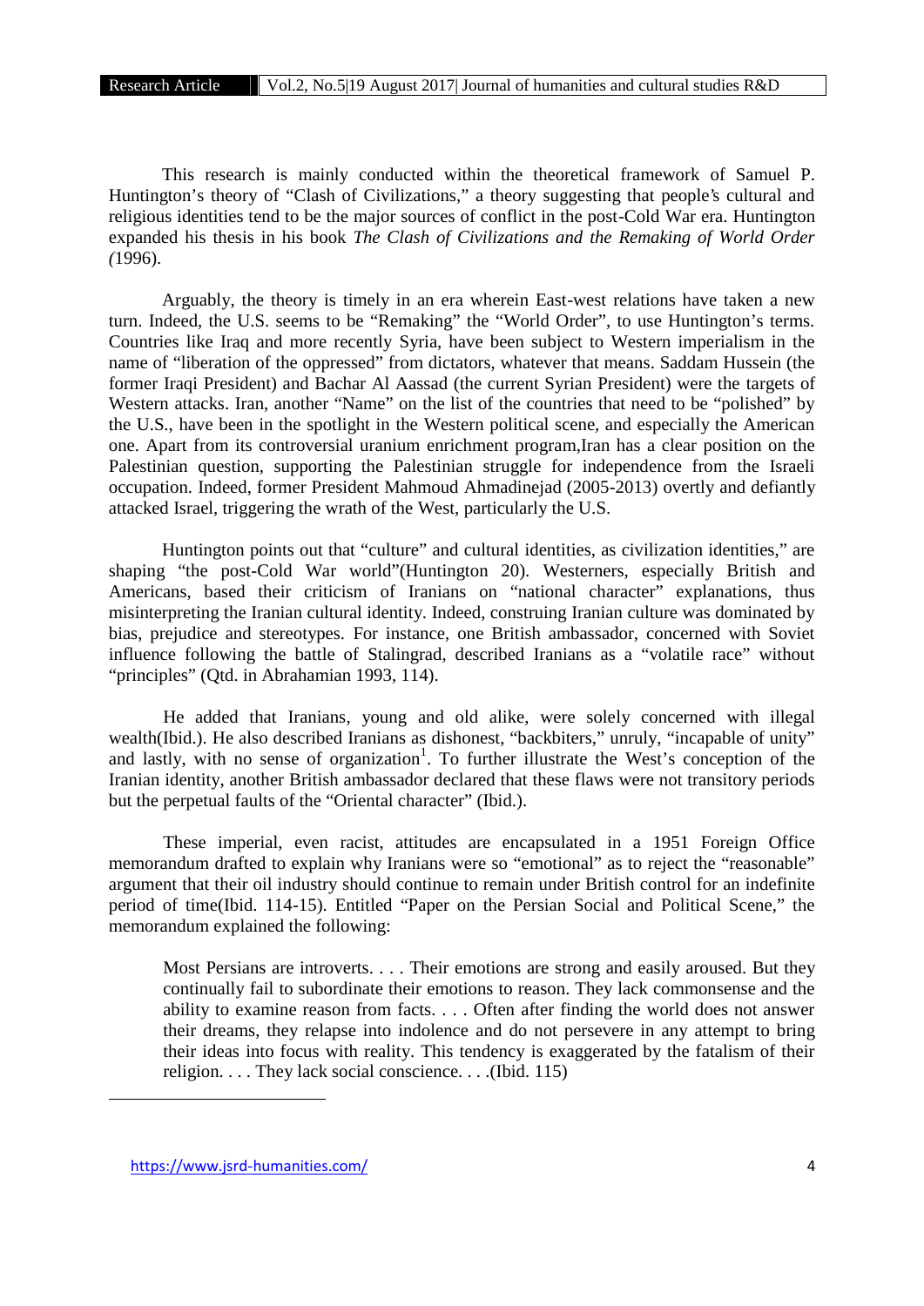This research is mainly conducted within the theoretical framework of Samuel P. Huntington's theory of "Clash of Civilizations," a theory suggesting that people's cultural and religious identities tend to be the major sources of conflict in the post-Cold War era. Huntington expanded his thesis in his book *The Clash of Civilizations and the Remaking of World Order (*1996).

Arguably, the theory is timely in an era wherein East-west relations have taken a new turn. Indeed, the U.S. seems to be "Remaking" the "World Order", to use Huntington's terms. Countries like Iraq and more recently Syria, have been subject to Western imperialism in the name of "liberation of the oppressed" from dictators, whatever that means. Saddam Hussein (the former Iraqi President) and Bachar Al Aassad (the current Syrian President) were the targets of Western attacks. Iran, another "Name" on the list of the countries that need to be "polished" by the U.S., have been in the spotlight in the Western political scene, and especially the American one. Apart from its controversial uranium enrichment program,Iran has a clear position on the Palestinian question, supporting the Palestinian struggle for independence from the Israeli occupation. Indeed, former President Mahmoud Ahmadinejad (2005-2013) overtly and defiantly attacked Israel, triggering the wrath of the West, particularly the U.S.

Huntington points out that "culture" and cultural identities, as civilization identities," are shaping "the post-Cold War world"(Huntington 20). Westerners, especially British and Americans, based their criticism of Iranians on "national character" explanations, thus misinterpreting the Iranian cultural identity. Indeed, construing Iranian culture was dominated by bias, prejudice and stereotypes. For instance, one British ambassador, concerned with Soviet influence following the battle of Stalingrad, described Iranians as a "volatile race" without "principles" (Qtd. in Abrahamian 1993, 114).

He added that Iranians, young and old alike, were solely concerned with illegal wealth(Ibid.). He also described Iranians as dishonest, "backbiters," unruly, "incapable of unity" and lastly, with no sense of organization[1]. To further illustrate the West's conception of the Iranian identity, another British ambassador declared that these flaws were not transitory periods but the perpetual faults of the "Oriental character" (Ibid.).

These imperial, even racist, attitudes are encapsulated in a 1951 Foreign Office memorandum drafted to explain why Iranians were so "emotional" as to reject the "reasonable" argument that their oil industry should continue to remain under British control for an indefinite period of time(Ibid. 114-15). Entitled "Paper on the Persian Social and Political Scene," the memorandum explained the following:

> Most Persians are introverts. . . . Their emotions are strong and easily aroused. But they continually fail to subordinate their emotions to reason. They lack commonsense and the ability to examine reason from facts. . . . Often after finding the world does not answer their dreams, they relapse into indolence and do not persevere in any attempt to bring their ideas into focus with reality. This tendency is exaggerated by the fatalism of their religion. . . . They lack social conscience. . . .(Ibid. 115)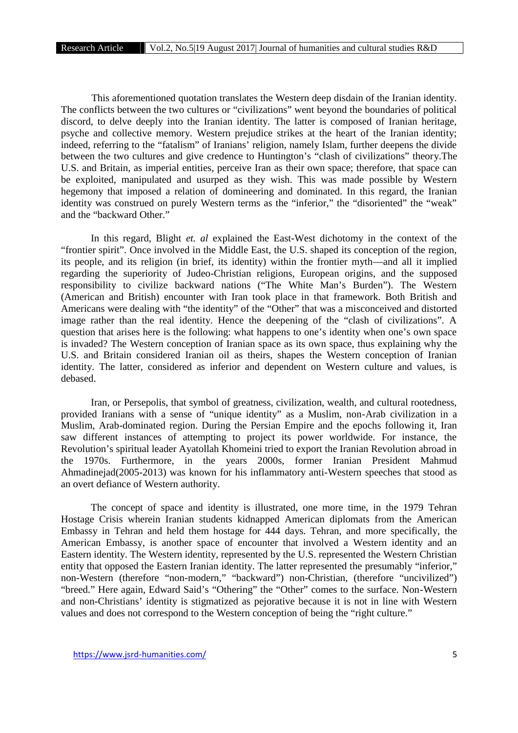This aforementioned quotation translates the Western deep disdain of the Iranian identity. The conflicts between the two cultures or "civilizations" went beyond the boundaries of political discord, to delve deeply into the Iranian identity. The latter is composed of Iranian heritage, psyche and collective memory. Western prejudice strikes at the heart of the Iranian identity; indeed, referring to the "fatalism" of Iranians' religion, namely Islam, further deepens the divide between the two cultures and give credence to Huntington's "clash of civilizations" theory.The U.S. and Britain, as imperial entities, perceive Iran as their own space; therefore, that space can be exploited, manipulated and usurped as they wish. This was made possible by Western hegemony that imposed a relation of domineering and dominated. In this regard, the Iranian identity was construed on purely Western terms as the "inferior," the "disoriented" the "weak" and the "backward Other."

In this regard, Blight *et. al* explained the East-West dichotomy in the context of the "frontier spirit". Once involved in the Middle East, the U.S. shaped its conception of the region, its people, and its religion (in brief, its identity) within the frontier myth—and all it implied regarding the superiority of Judeo-Christian religions, European origins, and the supposed responsibility to civilize backward nations ("The White Man's Burden"). The Western (American and British) encounter with Iran took place in that framework. Both British and Americans were dealing with "the identity" of the "Other" that was a misconceived and distorted image rather than the real identity. Hence the deepening of the "clash of civilizations". A question that arises here is the following: what happens to one's identity when one's own space is invaded? The Western conception of Iranian space as its own space, thus explaining why the U.S. and Britain considered Iranian oil as theirs, shapes the Western conception of Iranian identity. The latter, considered as inferior and dependent on Western culture and values, is debased.

Iran, or Persepolis, that symbol of greatness, civilization, wealth, and cultural rootedness, provided Iranians with a sense of "unique identity" as a Muslim, non-Arab civilization in a Muslim, Arab-dominated region. During the Persian Empire and the epochs following it, Iran saw different instances of attempting to project its power worldwide. For instance, the Revolution's spiritual leader Ayatollah Khomeini tried to export the Iranian Revolution abroad in the 1970s. Furthermore, in the years 2000s, former Iranian President Mahmud Ahmadinejad(2005-2013) was known for his inflammatory anti-Western speeches that stood as an overt defiance of Western authority.

The concept of space and identity is illustrated, one more time, in the 1979 Tehran Hostage Crisis wherein Iranian students kidnapped American diplomats from the American Embassy in Tehran and held them hostage for 444 days. Tehran, and more specifically, the American Embassy, is another space of encounter that involved a Western identity and an Eastern identity. The Western identity, represented by the U.S. represented the Western Christian entity that opposed the Eastern Iranian identity. The latter represented the presumably "inferior," non-Western (therefore "non-modern," "backward") non-Christian, (therefore "uncivilized") "breed." Here again, Edward Said's "Othering" the "Other" comes to the surface. Non-Western and non-Christians' identity is stigmatized as pejorative because it is not in line with Western values and does not correspond to the Western conception of being the "right culture."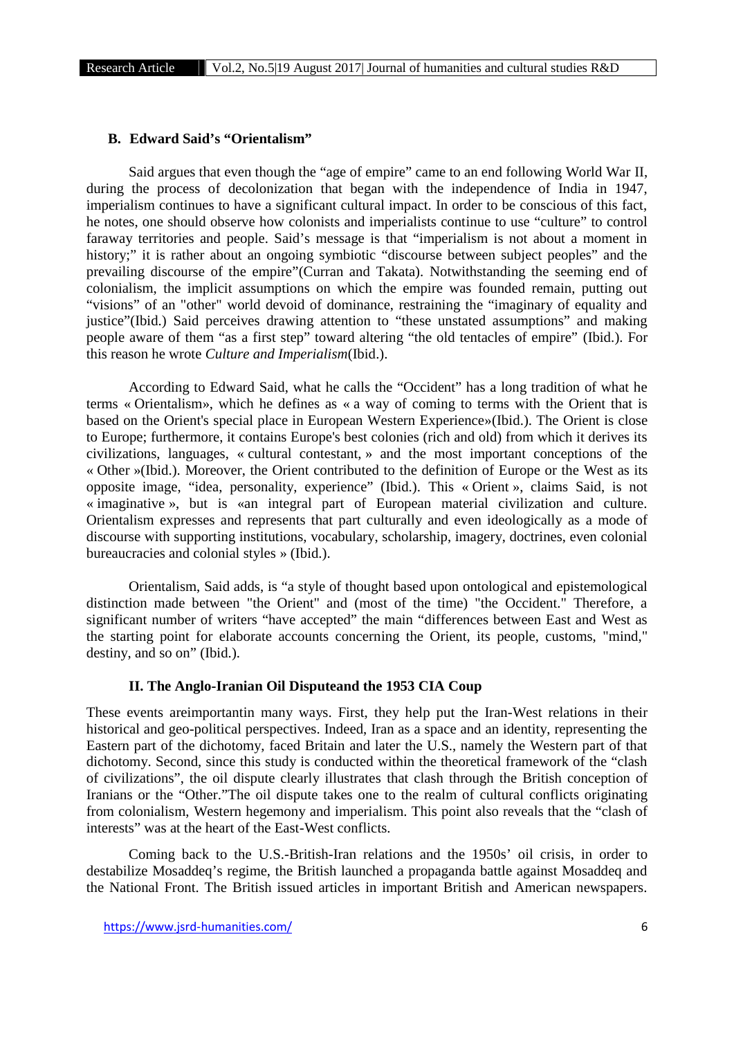### B. Edward Said's "Orientalism"

Said argues that even though the "age of empire" came to an end following World War II, during the process of decolonization that began with the independence of India in 1947, imperialism continues to have a significant cultural impact. In order to be conscious of this fact, he notes, one should observe how colonists and imperialists continue to use "culture" to control faraway territories and people. Said's message is that "imperialism is not about a moment in history;" it is rather about an ongoing symbiotic "discourse between subject peoples" and the prevailing discourse of the empire"(Curran and Takata). Notwithstanding the seeming end of colonialism, the implicit assumptions on which the empire was founded remain, putting out "visions" of an "other" world devoid of dominance, restraining the "imaginary of equality and justice"(Ibid.) Said perceives drawing attention to "these unstated assumptions" and making people aware of them "as a first step" toward altering "the old tentacles of empire" (Ibid.). For this reason he wrote *Culture and Imperialism*(Ibid.).

According to Edward Said, what he calls the "Occident" has a long tradition of what he terms « Orientalism», which he defines as « a way of coming to terms with the Orient that is based on the Orient's special place in European Western Experience»(Ibid.). The Orient is close to Europe; furthermore, it contains Europe's best colonies (rich and old) from which it derives its civilizations, languages, « cultural contestant, » and the most important conceptions of the « Other »(Ibid.). Moreover, the Orient contributed to the definition of Europe or the West as its opposite image, "idea, personality, experience" (Ibid.). This « Orient », claims Said, is not « imaginative », but is «an integral part of European material civilization and culture. Orientalism expresses and represents that part culturally and even ideologically as a mode of discourse with supporting institutions, vocabulary, scholarship, imagery, doctrines, even colonial bureaucracies and colonial styles » (Ibid.).

Orientalism, Said adds, is "a style of thought based upon ontological and epistemological distinction made between "the Orient" and (most of the time) "the Occident." Therefore, a significant number of writers "have accepted" the main "differences between East and West as the starting point for elaborate accounts concerning the Orient, its people, customs, "mind," destiny, and so on" (Ibid.).

## II. The Anglo-Iranian Oil Disputeand the 1953 CIA Coup

These events areimportantin many ways. First, they help put the Iran-West relations in their historical and geo-political perspectives. Indeed, Iran as a space and an identity, representing the Eastern part of the dichotomy, faced Britain and later the U.S., namely the Western part of that dichotomy. Second, since this study is conducted within the theoretical framework of the "clash of civilizations", the oil dispute clearly illustrates that clash through the British conception of Iranians or the "Other."The oil dispute takes one to the realm of cultural conflicts originating from colonialism, Western hegemony and imperialism. This point also reveals that the "clash of interests" was at the heart of the East-West conflicts.

Coming back to the U.S.-British-Iran relations and the 1950s' oil crisis, in order to destabilize Mosaddeq's regime, the British launched a propaganda battle against Mosaddeq and the National Front. The British issued articles in important British and American newspapers.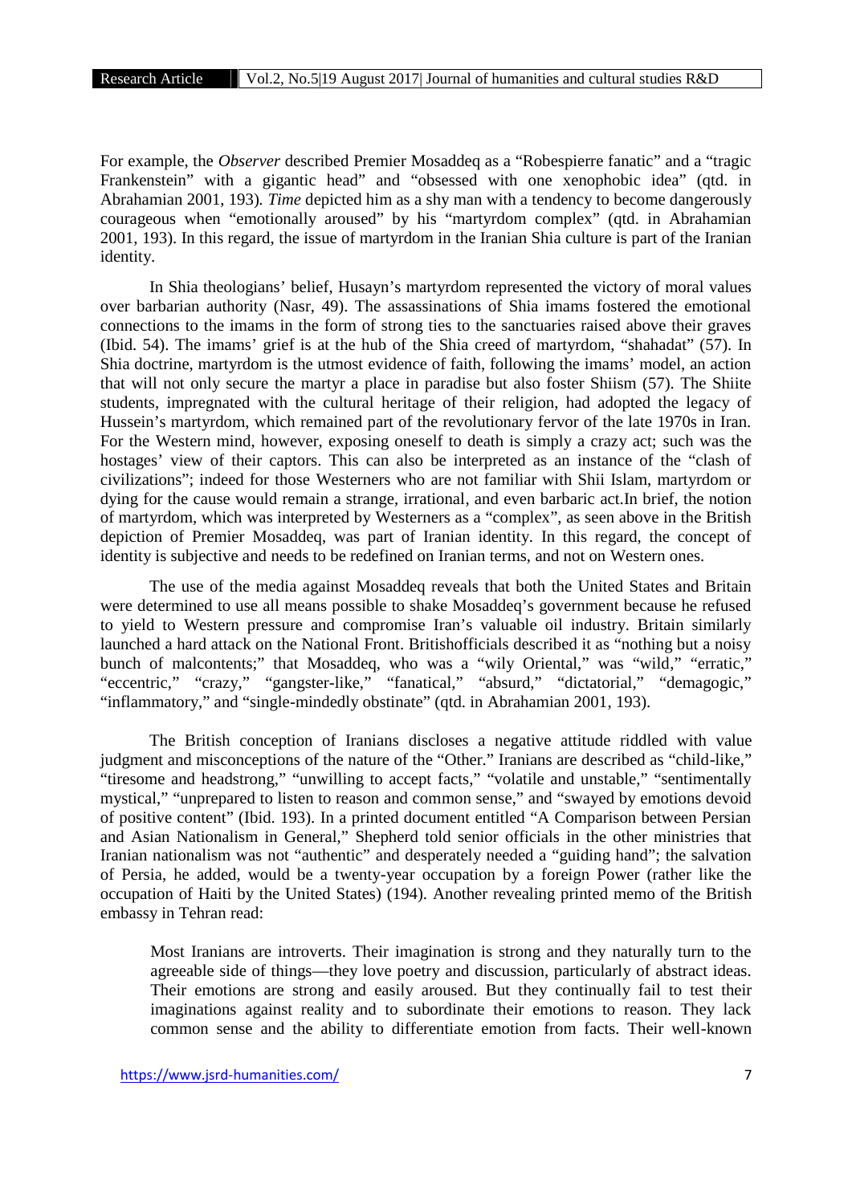For example, the *Observer* described Premier Mosaddeq as a "Robespierre fanatic" and a "tragic Frankenstein" with a gigantic head" and "obsessed with one xenophobic idea" (qtd. in Abrahamian 2001, 193). *Time* depicted him as a shy man with a tendency to become dangerously courageous when "emotionally aroused" by his "martyrdom complex" (qtd. in Abrahamian 2001, 193). In this regard, the issue of martyrdom in the Iranian Shia culture is part of the Iranian identity.

In Shia theologians' belief, Husayn's martyrdom represented the victory of moral values over barbarian authority (Nasr, 49). The assassinations of Shia imams fostered the emotional connections to the imams in the form of strong ties to the sanctuaries raised above their graves (Ibid. 54). The imams' grief is at the hub of the Shia creed of martyrdom, "shahadat" (57). In Shia doctrine, martyrdom is the utmost evidence of faith, following the imams' model, an action that will not only secure the martyr a place in paradise but also foster Shiism (57). The Shiite students, impregnated with the cultural heritage of their religion, had adopted the legacy of Hussein's martyrdom, which remained part of the revolutionary fervor of the late 1970s in Iran. For the Western mind, however, exposing oneself to death is simply a crazy act; such was the hostages' view of their captors. This can also be interpreted as an instance of the "clash of civilizations"; indeed for those Westerners who are not familiar with Shii Islam, martyrdom or dying for the cause would remain a strange, irrational, and even barbaric act.In brief, the notion of martyrdom, which was interpreted by Westerners as a "complex", as seen above in the British depiction of Premier Mosaddeq, was part of Iranian identity. In this regard, the concept of identity is subjective and needs to be redefined on Iranian terms, and not on Western ones.

The use of the media against Mosaddeq reveals that both the United States and Britain were determined to use all means possible to shake Mosaddeq's government because he refused to yield to Western pressure and compromise Iran's valuable oil industry. Britain similarly launched a hard attack on the National Front. Britishofficials described it as "nothing but a noisy bunch of malcontents;" that Mosaddeq, who was a "wily Oriental," was "wild," "erratic," "eccentric," "crazy," "gangster-like," "fanatical," "absurd," "dictatorial," "demagogic," "inflammatory," and "single-mindedly obstinate" (qtd. in Abrahamian 2001, 193).

The British conception of Iranians discloses a negative attitude riddled with value judgment and misconceptions of the nature of the "Other." Iranians are described as "child-like," "tiresome and headstrong," "unwilling to accept facts," "volatile and unstable," "sentimentally mystical," "unprepared to listen to reason and common sense," and "swayed by emotions devoid of positive content" (Ibid. 193). In a printed document entitled "A Comparison between Persian and Asian Nationalism in General," Shepherd told senior officials in the other ministries that Iranian nationalism was not "authentic" and desperately needed a "guiding hand"; the salvation of Persia, he added, would be a twenty-year occupation by a foreign Power (rather like the occupation of Haiti by the United States) (194). Another revealing printed memo of the British embassy in Tehran read:

> Most Iranians are introverts. Their imagination is strong and they naturally turn to the agreeable side of things—they love poetry and discussion, particularly of abstract ideas. Their emotions are strong and easily aroused. But they continually fail to test their imaginations against reality and to subordinate their emotions to reason. They lack common sense and the ability to differentiate emotion from facts. Their well-known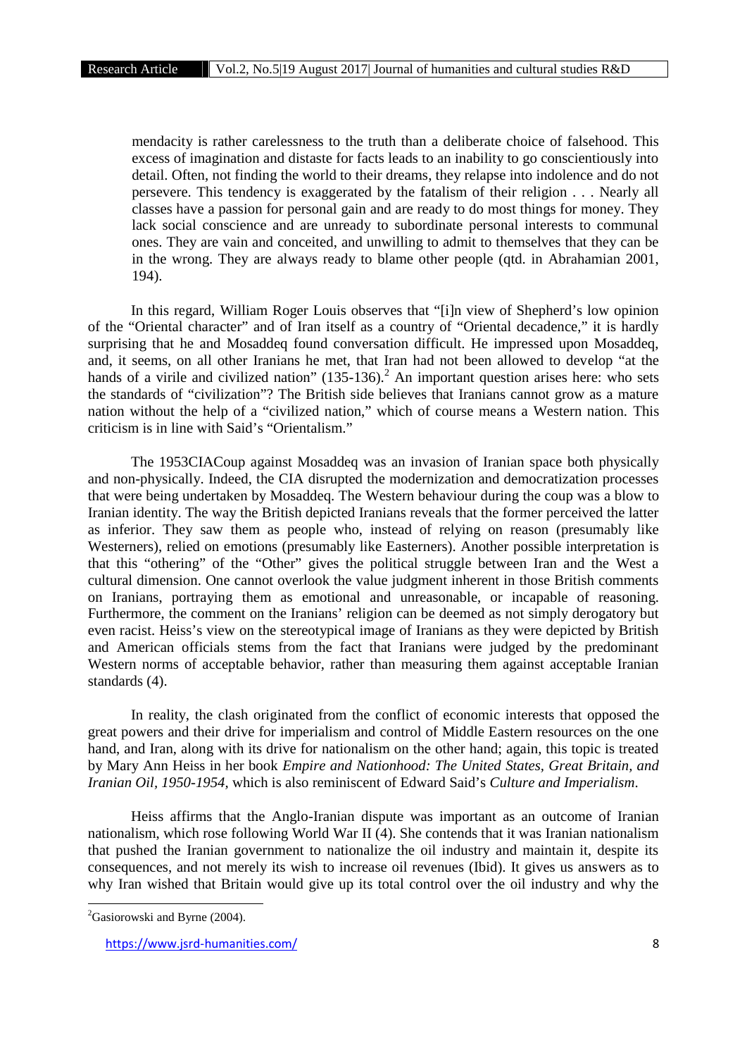> mendacity is rather carelessness to the truth than a deliberate choice of falsehood. This excess of imagination and distaste for facts leads to an inability to go conscientiously into detail. Often, not finding the world to their dreams, they relapse into indolence and do not persevere. This tendency is exaggerated by the fatalism of their religion . . . Nearly all classes have a passion for personal gain and are ready to do most things for money. They lack social conscience and are unready to subordinate personal interests to communal ones. They are vain and conceited, and unwilling to admit to themselves that they can be in the wrong. They are always ready to blame other people (qtd. in Abrahamian 2001, 194).

In this regard, William Roger Louis observes that "[i]n view of Shepherd's low opinion of the "Oriental character" and of Iran itself as a country of "Oriental decadence," it is hardly surprising that he and Mosaddeq found conversation difficult. He impressed upon Mosaddeq, and, it seems, on all other Iranians he met, that Iran had not been allowed to develop "at the hands of a virile and civilized nation" (135-136).[2] An important question arises here: who sets the standards of "civilization"? The British side believes that Iranians cannot grow as a mature nation without the help of a "civilized nation," which of course means a Western nation. This criticism is in line with Said's "Orientalism."

The 1953CIACoup against Mosaddeq was an invasion of Iranian space both physically and non-physically. Indeed, the CIA disrupted the modernization and democratization processes that were being undertaken by Mosaddeq. The Western behaviour during the coup was a blow to Iranian identity. The way the British depicted Iranians reveals that the former perceived the latter as inferior. They saw them as people who, instead of relying on reason (presumably like Westerners), relied on emotions (presumably like Easterners). Another possible interpretation is that this "othering" of the "Other" gives the political struggle between Iran and the West a cultural dimension. One cannot overlook the value judgment inherent in those British comments on Iranians, portraying them as emotional and unreasonable, or incapable of reasoning. Furthermore, the comment on the Iranians' religion can be deemed as not simply derogatory but even racist. Heiss's view on the stereotypical image of Iranians as they were depicted by British and American officials stems from the fact that Iranians were judged by the predominant Western norms of acceptable behavior, rather than measuring them against acceptable Iranian standards (4).

In reality, the clash originated from the conflict of economic interests that opposed the great powers and their drive for imperialism and control of Middle Eastern resources on the one hand, and Iran, along with its drive for nationalism on the other hand; again, this topic is treated by Mary Ann Heiss in her book *Empire and Nationhood: The United States, Great Britain, and Iranian Oil, 1950-1954*, which is also reminiscent of Edward Said's *Culture and Imperialism*.

Heiss affirms that the Anglo-Iranian dispute was important as an outcome of Iranian nationalism, which rose following World War II (4). She contends that it was Iranian nationalism that pushed the Iranian government to nationalize the oil industry and maintain it, despite its consequences, and not merely its wish to increase oil revenues (Ibid). It gives us answers as to why Iran wished that Britain would give up its total control over the oil industry and why the

---

[2] Gasiorowski and Byrne (2004).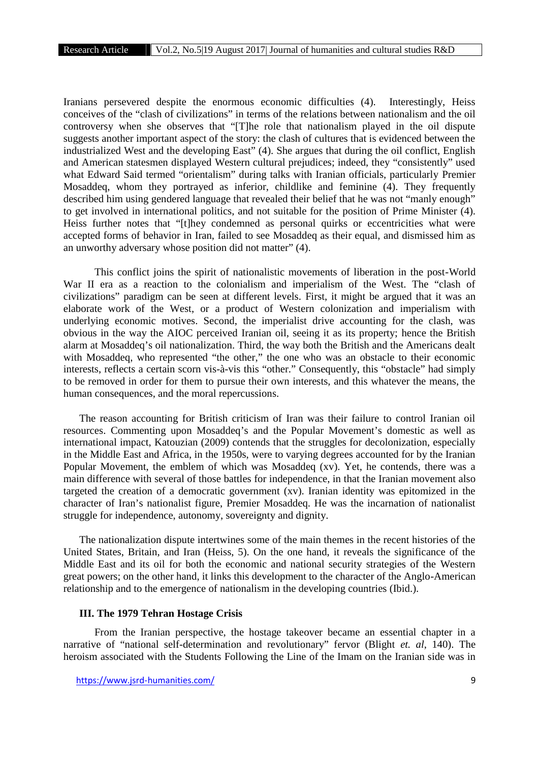Iranians persevered despite the enormous economic difficulties (4). Interestingly, Heiss conceives of the "clash of civilizations" in terms of the relations between nationalism and the oil controversy when she observes that "[T]he role that nationalism played in the oil dispute suggests another important aspect of the story: the clash of cultures that is evidenced between the industrialized West and the developing East" (4). She argues that during the oil conflict, English and American statesmen displayed Western cultural prejudices; indeed, they "consistently" used what Edward Said termed "orientalism" during talks with Iranian officials, particularly Premier Mosaddeq, whom they portrayed as inferior, childlike and feminine (4). They frequently described him using gendered language that revealed their belief that he was not "manly enough" to get involved in international politics, and not suitable for the position of Prime Minister (4). Heiss further notes that "[t]hey condemned as personal quirks or eccentricities what were accepted forms of behavior in Iran, failed to see Mosaddeq as their equal, and dismissed him as an unworthy adversary whose position did not matter" (4).

This conflict joins the spirit of nationalistic movements of liberation in the post-World War II era as a reaction to the colonialism and imperialism of the West. The "clash of civilizations" paradigm can be seen at different levels. First, it might be argued that it was an elaborate work of the West, or a product of Western colonization and imperialism with underlying economic motives. Second, the imperialist drive accounting for the clash, was obvious in the way the AIOC perceived Iranian oil, seeing it as its property; hence the British alarm at Mosaddeq's oil nationalization. Third, the way both the British and the Americans dealt with Mosaddeq, who represented "the other," the one who was an obstacle to their economic interests, reflects a certain scorn vis-à-vis this "other." Consequently, this "obstacle" had simply to be removed in order for them to pursue their own interests, and this whatever the means, the human consequences, and the moral repercussions.

The reason accounting for British criticism of Iran was their failure to control Iranian oil resources. Commenting upon Mosaddeq's and the Popular Movement's domestic as well as international impact, Katouzian (2009) contends that the struggles for decolonization, especially in the Middle East and Africa, in the 1950s, were to varying degrees accounted for by the Iranian Popular Movement, the emblem of which was Mosaddeq (xv). Yet, he contends, there was a main difference with several of those battles for independence, in that the Iranian movement also targeted the creation of a democratic government (xv). Iranian identity was epitomized in the character of Iran's nationalist figure, Premier Mosaddeq. He was the incarnation of nationalist struggle for independence, autonomy, sovereignty and dignity.

The nationalization dispute intertwines some of the main themes in the recent histories of the United States, Britain, and Iran (Heiss, 5). On the one hand, it reveals the significance of the Middle East and its oil for both the economic and national security strategies of the Western great powers; on the other hand, it links this development to the character of the Anglo-American relationship and to the emergence of nationalism in the developing countries (Ibid.).

### III. The 1979 Tehran Hostage Crisis

From the Iranian perspective, the hostage takeover became an essential chapter in a narrative of "national self-determination and revolutionary" fervor (Blight *et. al*, 140). The heroism associated with the Students Following the Line of the Imam on the Iranian side was in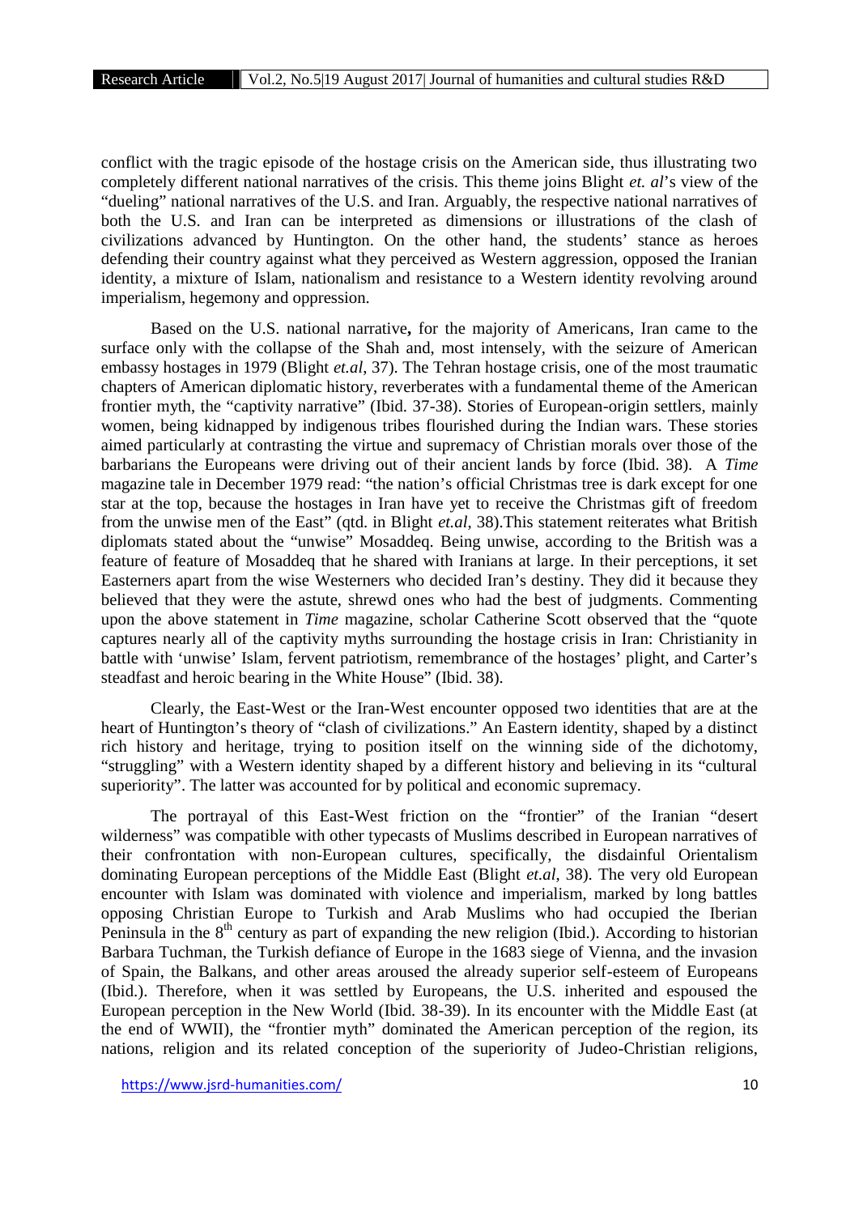conflict with the tragic episode of the hostage crisis on the American side, thus illustrating two completely different national narratives of the crisis. This theme joins Blight *et. al*'s view of the "dueling" national narratives of the U.S. and Iran. Arguably, the respective national narratives of both the U.S. and Iran can be interpreted as dimensions or illustrations of the clash of civilizations advanced by Huntington. On the other hand, the students' stance as heroes defending their country against what they perceived as Western aggression, opposed the Iranian identity, a mixture of Islam, nationalism and resistance to a Western identity revolving around imperialism, hegemony and oppression.

Based on the U.S. national narrative**,** for the majority of Americans, Iran came to the surface only with the collapse of the Shah and, most intensely, with the seizure of American embassy hostages in 1979 (Blight *et.al*, 37). The Tehran hostage crisis, one of the most traumatic chapters of American diplomatic history, reverberates with a fundamental theme of the American frontier myth, the "captivity narrative" (Ibid. 37-38). Stories of European-origin settlers, mainly women, being kidnapped by indigenous tribes flourished during the Indian wars. These stories aimed particularly at contrasting the virtue and supremacy of Christian morals over those of the barbarians the Europeans were driving out of their ancient lands by force (Ibid. 38). A *Time* magazine tale in December 1979 read: "the nation's official Christmas tree is dark except for one star at the top, because the hostages in Iran have yet to receive the Christmas gift of freedom from the unwise men of the East" (qtd. in Blight *et.al*, 38).This statement reiterates what British diplomats stated about the "unwise" Mosaddeq. Being unwise, according to the British was a feature of feature of Mosaddeq that he shared with Iranians at large. In their perceptions, it set Easterners apart from the wise Westerners who decided Iran's destiny. They did it because they believed that they were the astute, shrewd ones who had the best of judgments. Commenting upon the above statement in *Time* magazine, scholar Catherine Scott observed that the "quote captures nearly all of the captivity myths surrounding the hostage crisis in Iran: Christianity in battle with 'unwise' Islam, fervent patriotism, remembrance of the hostages' plight, and Carter's steadfast and heroic bearing in the White House" (Ibid. 38).

Clearly, the East-West or the Iran-West encounter opposed two identities that are at the heart of Huntington's theory of "clash of civilizations." An Eastern identity, shaped by a distinct rich history and heritage, trying to position itself on the winning side of the dichotomy, "struggling" with a Western identity shaped by a different history and believing in its "cultural superiority". The latter was accounted for by political and economic supremacy.

The portrayal of this East-West friction on the "frontier" of the Iranian "desert wilderness" was compatible with other typecasts of Muslims described in European narratives of their confrontation with non-European cultures, specifically, the disdainful Orientalism dominating European perceptions of the Middle East (Blight *et.al*, 38). The very old European encounter with Islam was dominated with violence and imperialism, marked by long battles opposing Christian Europe to Turkish and Arab Muslims who had occupied the Iberian Peninsula in the 8th century as part of expanding the new religion (Ibid.). According to historian Barbara Tuchman, the Turkish defiance of Europe in the 1683 siege of Vienna, and the invasion of Spain, the Balkans, and other areas aroused the already superior self-esteem of Europeans (Ibid.). Therefore, when it was settled by Europeans, the U.S. inherited and espoused the European perception in the New World (Ibid. 38-39). In its encounter with the Middle East (at the end of WWII), the "frontier myth" dominated the American perception of the region, its nations, religion and its related conception of the superiority of Judeo-Christian religions,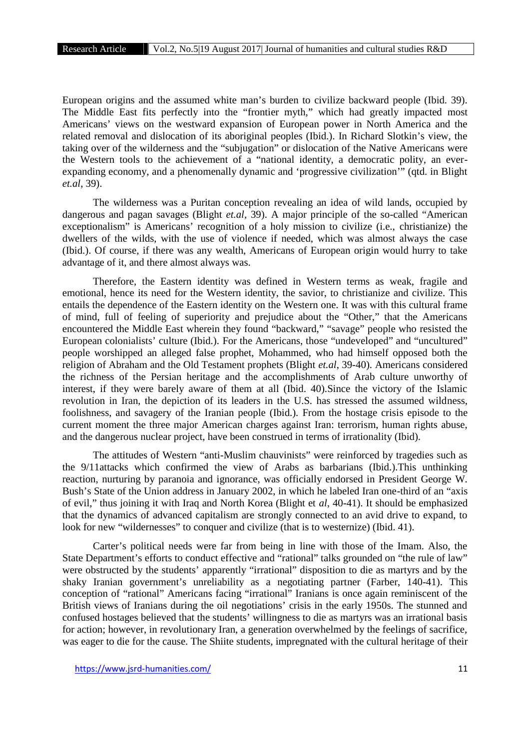European origins and the assumed white man's burden to civilize backward people (Ibid. 39). The Middle East fits perfectly into the "frontier myth," which had greatly impacted most Americans' views on the westward expansion of European power in North America and the related removal and dislocation of its aboriginal peoples (Ibid.). In Richard Slotkin's view, the taking over of the wilderness and the "subjugation" or dislocation of the Native Americans were the Western tools to the achievement of a "national identity, a democratic polity, an ever-expanding economy, and a phenomenally dynamic and 'progressive civilization'" (qtd. in Blight *et.al*, 39).

The wilderness was a Puritan conception revealing an idea of wild lands, occupied by dangerous and pagan savages (Blight *et.al*, 39). A major principle of the so-called "American exceptionalism" is Americans' recognition of a holy mission to civilize (i.e., christianize) the dwellers of the wilds, with the use of violence if needed, which was almost always the case (Ibid.). Of course, if there was any wealth, Americans of European origin would hurry to take advantage of it, and there almost always was.

Therefore, the Eastern identity was defined in Western terms as weak, fragile and emotional, hence its need for the Western identity, the savior, to christianize and civilize. This entails the dependence of the Eastern identity on the Western one. It was with this cultural frame of mind, full of feeling of superiority and prejudice about the "Other," that the Americans encountered the Middle East wherein they found "backward," "savage" people who resisted the European colonialists' culture (Ibid.). For the Americans, those "undeveloped" and "uncultured" people worshipped an alleged false prophet, Mohammed, who had himself opposed both the religion of Abraham and the Old Testament prophets (Blight *et.al*, 39-40). Americans considered the richness of the Persian heritage and the accomplishments of Arab culture unworthy of interest, if they were barely aware of them at all (Ibid. 40).Since the victory of the Islamic revolution in Iran, the depiction of its leaders in the U.S. has stressed the assumed wildness, foolishness, and savagery of the Iranian people (Ibid.). From the hostage crisis episode to the current moment the three major American charges against Iran: terrorism, human rights abuse, and the dangerous nuclear project, have been construed in terms of irrationality (Ibid).

The attitudes of Western "anti-Muslim chauvinists" were reinforced by tragedies such as the 9/11attacks which confirmed the view of Arabs as barbarians (Ibid.).This unthinking reaction, nurturing by paranoia and ignorance, was officially endorsed in President George W. Bush's State of the Union address in January 2002, in which he labeled Iran one-third of an "axis of evil," thus joining it with Iraq and North Korea (Blight et *al*, 40-41). It should be emphasized that the dynamics of advanced capitalism are strongly connected to an avid drive to expand, to look for new "wildernesses" to conquer and civilize (that is to westernize) (Ibid. 41).

Carter's political needs were far from being in line with those of the Imam. Also, the State Department's efforts to conduct effective and "rational" talks grounded on "the rule of law" were obstructed by the students' apparently "irrational" disposition to die as martyrs and by the shaky Iranian government's unreliability as a negotiating partner (Farber, 140-41). This conception of "rational" Americans facing "irrational" Iranians is once again reminiscent of the British views of Iranians during the oil negotiations' crisis in the early 1950s. The stunned and confused hostages believed that the students' willingness to die as martyrs was an irrational basis for action; however, in revolutionary Iran, a generation overwhelmed by the feelings of sacrifice, was eager to die for the cause. The Shiite students, impregnated with the cultural heritage of their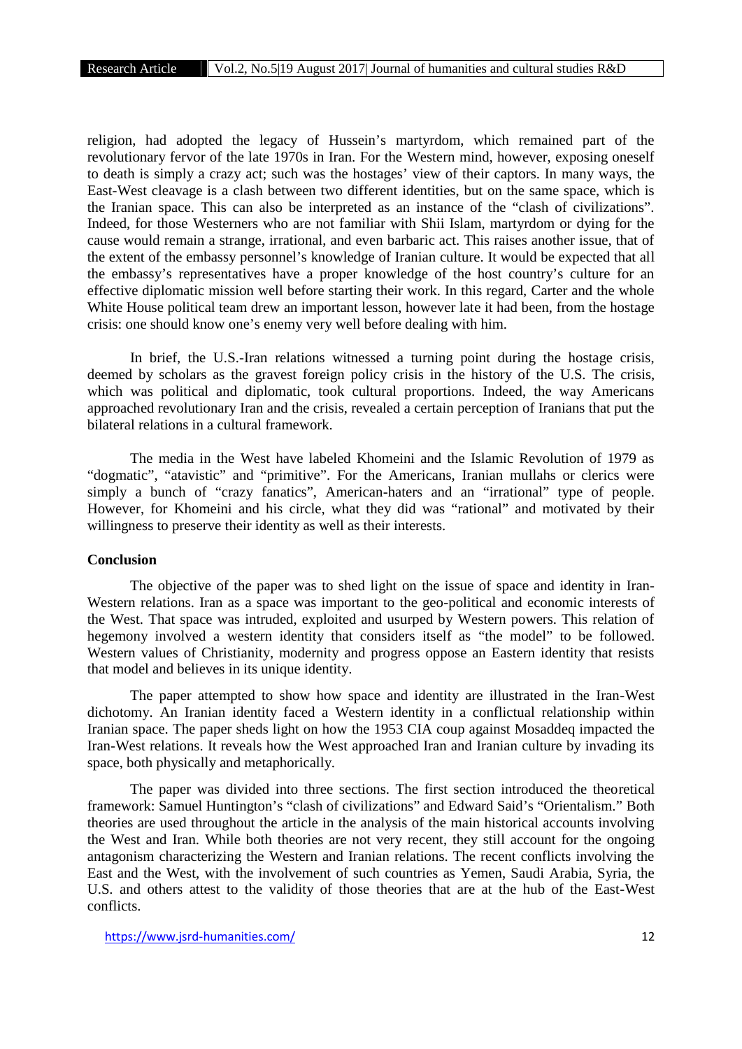religion, had adopted the legacy of Hussein's martyrdom, which remained part of the revolutionary fervor of the late 1970s in Iran. For the Western mind, however, exposing oneself to death is simply a crazy act; such was the hostages' view of their captors. In many ways, the East-West cleavage is a clash between two different identities, but on the same space, which is the Iranian space. This can also be interpreted as an instance of the "clash of civilizations". Indeed, for those Westerners who are not familiar with Shii Islam, martyrdom or dying for the cause would remain a strange, irrational, and even barbaric act. This raises another issue, that of the extent of the embassy personnel's knowledge of Iranian culture. It would be expected that all the embassy's representatives have a proper knowledge of the host country's culture for an effective diplomatic mission well before starting their work. In this regard, Carter and the whole White House political team drew an important lesson, however late it had been, from the hostage crisis: one should know one's enemy very well before dealing with him.

In brief, the U.S.-Iran relations witnessed a turning point during the hostage crisis, deemed by scholars as the gravest foreign policy crisis in the history of the U.S. The crisis, which was political and diplomatic, took cultural proportions. Indeed, the way Americans approached revolutionary Iran and the crisis, revealed a certain perception of Iranians that put the bilateral relations in a cultural framework.

The media in the West have labeled Khomeini and the Islamic Revolution of 1979 as "dogmatic", "atavistic" and "primitive". For the Americans, Iranian mullahs or clerics were simply a bunch of "crazy fanatics", American-haters and an "irrational" type of people. However, for Khomeini and his circle, what they did was "rational" and motivated by their willingness to preserve their identity as well as their interests.

## Conclusion

The objective of the paper was to shed light on the issue of space and identity in Iran-Western relations. Iran as a space was important to the geo-political and economic interests of the West. That space was intruded, exploited and usurped by Western powers. This relation of hegemony involved a western identity that considers itself as "the model" to be followed. Western values of Christianity, modernity and progress oppose an Eastern identity that resists that model and believes in its unique identity.

The paper attempted to show how space and identity are illustrated in the Iran-West dichotomy. An Iranian identity faced a Western identity in a conflictual relationship within Iranian space. The paper sheds light on how the 1953 CIA coup against Mosaddeq impacted the Iran-West relations. It reveals how the West approached Iran and Iranian culture by invading its space, both physically and metaphorically.

The paper was divided into three sections. The first section introduced the theoretical framework: Samuel Huntington's "clash of civilizations" and Edward Said's "Orientalism." Both theories are used throughout the article in the analysis of the main historical accounts involving the West and Iran. While both theories are not very recent, they still account for the ongoing antagonism characterizing the Western and Iranian relations. The recent conflicts involving the East and the West, with the involvement of such countries as Yemen, Saudi Arabia, Syria, the U.S. and others attest to the validity of those theories that are at the hub of the East-West conflicts.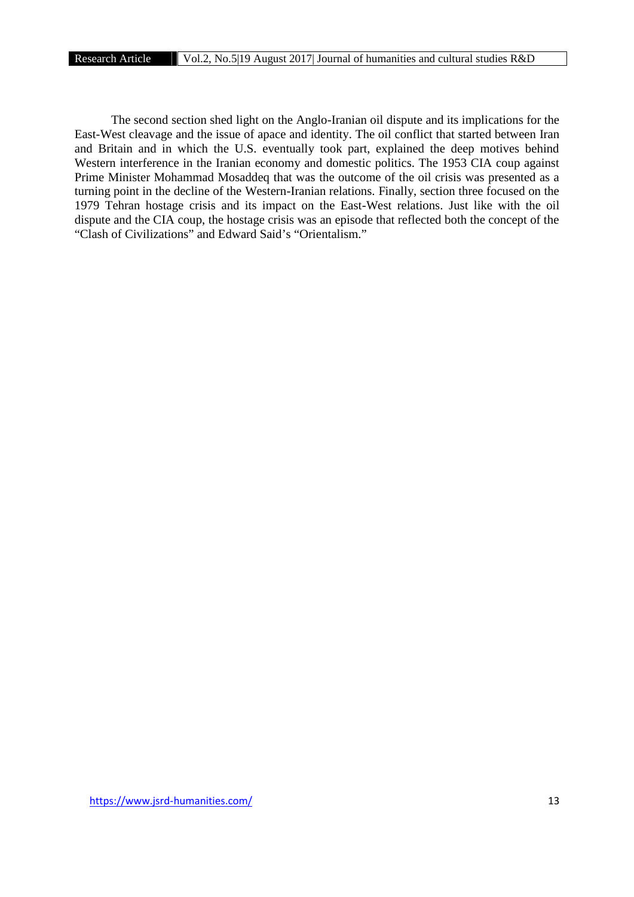The second section shed light on the Anglo-Iranian oil dispute and its implications for the East-West cleavage and the issue of apace and identity. The oil conflict that started between Iran and Britain and in which the U.S. eventually took part, explained the deep motives behind Western interference in the Iranian economy and domestic politics. The 1953 CIA coup against Prime Minister Mohammad Mosaddeq that was the outcome of the oil crisis was presented as a turning point in the decline of the Western-Iranian relations. Finally, section three focused on the 1979 Tehran hostage crisis and its impact on the East-West relations. Just like with the oil dispute and the CIA coup, the hostage crisis was an episode that reflected both the concept of the "Clash of Civilizations" and Edward Said's "Orientalism."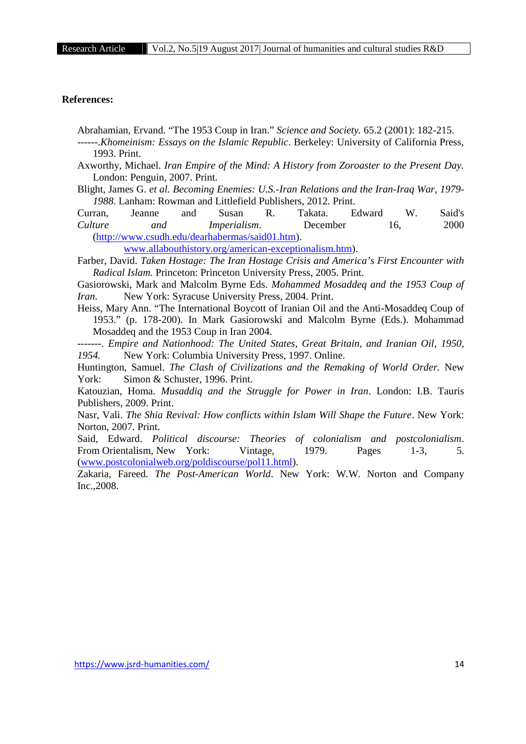**References:**

Abrahamian, Ervand. "The 1953 Coup in Iran." *Science and Society.* 65.2 (2001): 182-215.

------.*Khomeinism: Essays on the Islamic Republic*. Berkeley: University of California Press, 1993. Print.

Axworthy, Michael. *Iran Empire of the Mind: A History from Zoroaster to the Present Day.* London: Penguin, 2007. Print.

Blight, James G. *et al. Becoming Enemies: U.S.-Iran Relations and the Iran-Iraq War, 1979-1988.* Lanham: Rowman and Littlefield Publishers, 2012. Print.

Curran, Jeanne and Susan R. Takata. Edward W. Said's *Culture and Imperialism.* December 16, 2000 (http://www.csudh.edu/dearhabermas/said01.htm).
www.allabouthistory.org/american-exceptionalism.htm).

Farber, David. *Taken Hostage: The Iran Hostage Crisis and America's First Encounter with Radical Islam.* Princeton: Princeton University Press, 2005. Print.

Gasiorowski, Mark and Malcolm Byrne Eds. *Mohammed Mosaddeq and the 1953 Coup of Iran.* New York: Syracuse University Press, 2004. Print.

Heiss, Mary Ann. "The International Boycott of Iranian Oil and the Anti-Mosaddeq Coup of 1953." (p. 178-200). In Mark Gasiorowski and Malcolm Byrne (Eds.). Mohammad Mosaddeq and the 1953 Coup in Iran 2004.

-------. *Empire and Nationhood: The United States, Great Britain, and Iranian Oil, 1950, 1954.* New York: Columbia University Press, 1997. Online.

Huntington, Samuel. *The Clash of Civilizations and the Remaking of World Order.* New York: Simon & Schuster, 1996. Print.

Katouzian, Homa. *Musaddiq and the Struggle for Power in Iran*. London: I.B. Tauris Publishers, 2009. Print.

Nasr, Vali. *The Shia Revival: How conflicts within Islam Will Shape the Future*. New York: Norton, 2007. Print.

Said, Edward. *Political discourse: Theories of colonialism and postcolonialism*. From Orientalism, New York: Vintage, 1979. Pages 1-3, 5. (www.postcolonialweb.org/poldiscourse/pol11.html).

Zakaria, Fareed. *The Post-American World*. New York: W.W. Norton and Company Inc.,2008.